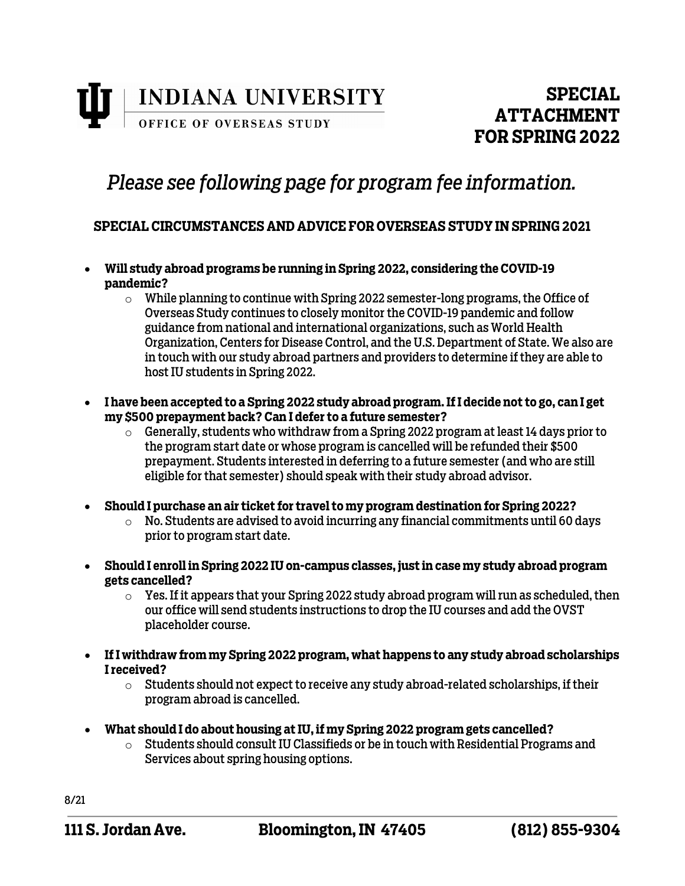**INDIANA UNIVERSITY**
OFFICE OF OVERSEAS STUDY

# SPECIAL ATTACHMENT FOR SPRING 2022

## *Please see following page for program fee information.*

### SPECIAL CIRCUMSTANCES AND ADVICE FOR OVERSEAS STUDY IN SPRING 2021

- **Will study abroad programs be running in Spring 2022, considering the COVID-19 pandemic?**
  - While planning to continue with Spring 2022 semester-long programs, the Office of Overseas Study continues to closely monitor the COVID-19 pandemic and follow guidance from national and international organizations, such as World Health Organization, Centers for Disease Control, and the U.S. Department of State. We also are in touch with our study abroad partners and providers to determine if they are able to host IU students in Spring 2022.
- **I have been accepted to a Spring 2022 study abroad program. If I decide not to go, can I get my $500 prepayment back? Can I defer to a future semester?**
  - Generally, students who withdraw from a Spring 2022 program at least 14 days prior to the program start date or whose program is cancelled will be refunded their $500 prepayment. Students interested in deferring to a future semester (and who are still eligible for that semester) should speak with their study abroad advisor.
- **Should I purchase an air ticket for travel to my program destination for Spring 2022?**
  - No. Students are advised to avoid incurring any financial commitments until 60 days prior to program start date.
- **Should I enroll in Spring 2022 IU on-campus classes, just in case my study abroad program gets cancelled?**
  - Yes. If it appears that your Spring 2022 study abroad program will run as scheduled, then our office will send students instructions to drop the IU courses and add the OVST placeholder course.
- **If I withdraw from my Spring 2022 program, what happens to any study abroad scholarships I received?**
  - Students should not expect to receive any study abroad-related scholarships, if their program abroad is cancelled.
- **What should I do about housing at IU, if my Spring 2022 program gets cancelled?**
  - Students should consult IU Classifieds or be in touch with Residential Programs and Services about spring housing options.

8/21

**111 S. Jordan Ave. Bloomington, IN 47405 (812) 855-9304**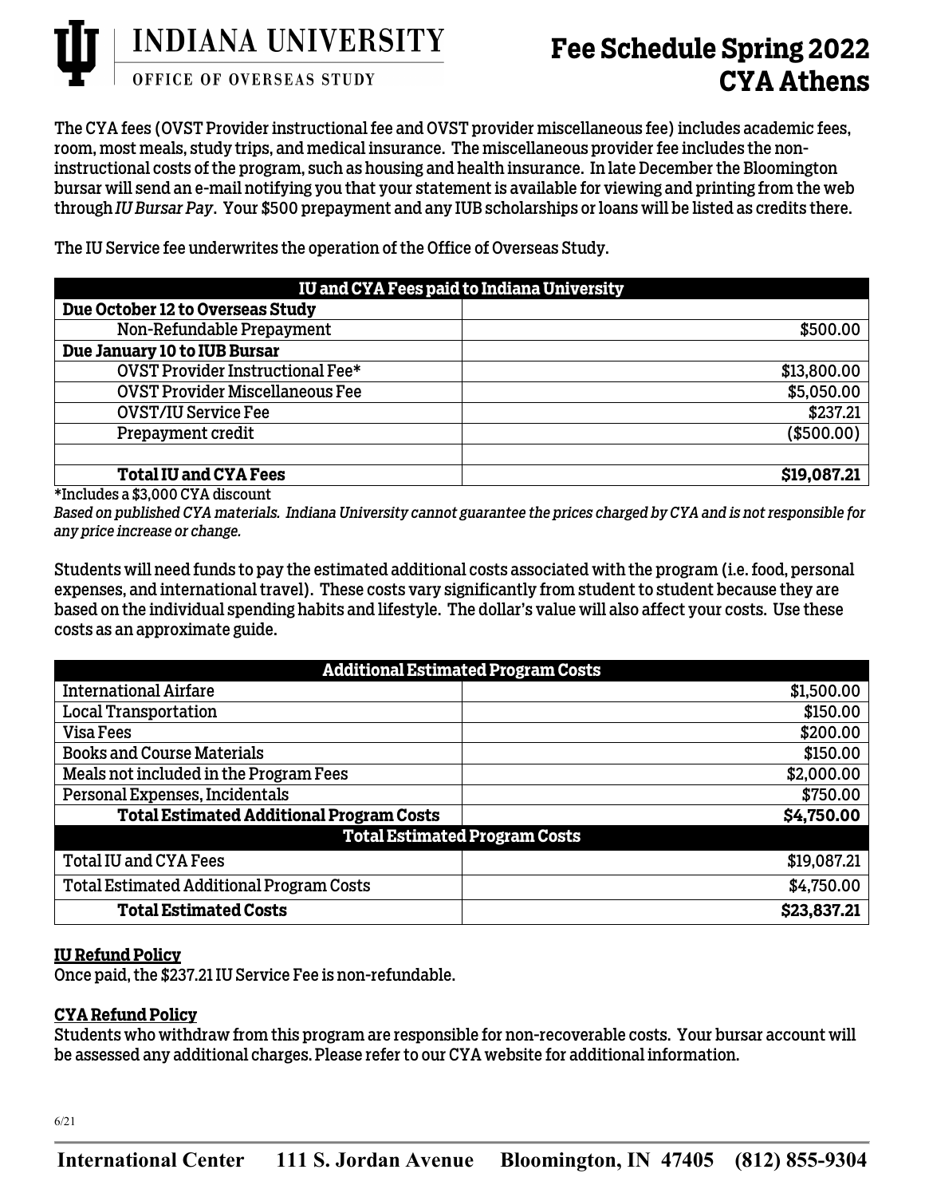# Fee Schedule Spring 2022
# CYA Athens

INDIANA UNIVERSITY
OFFICE OF OVERSEAS STUDY

The CYA fees (OVST Provider instructional fee and OVST provider miscellaneous fee) includes academic fees, room, most meals, study trips, and medical insurance. The miscellaneous provider fee includes the non-instructional costs of the program, such as housing and health insurance. In late December the Bloomington bursar will send an e-mail notifying you that your statement is available for viewing and printing from the web through *IU Bursar Pay*. Your $500 prepayment and any IUB scholarships or loans will be listed as credits there.

The IU Service fee underwrites the operation of the Office of Overseas Study.

| IU and CYA Fees paid to Indiana University | |
|---|---|
| **Due October 12 to Overseas Study** | |
| Non-Refundable Prepayment | $500.00 |
| **Due January 10 to IUB Bursar** | |
| OVST Provider Instructional Fee* | $13,800.00 |
| OVST Provider Miscellaneous Fee | $5,050.00 |
| OVST/IU Service Fee | $237.21 |
| Prepayment credit | ($500.00) |
| | |
| **Total IU and CYA Fees** | **$19,087.21** |

*Includes a $3,000 CYA discount

*Based on published CYA materials. Indiana University cannot guarantee the prices charged by CYA and is not responsible for any price increase or change.*

Students will need funds to pay the estimated additional costs associated with the program (i.e. food, personal expenses, and international travel). These costs vary significantly from student to student because they are based on the individual spending habits and lifestyle. The dollar's value will also affect your costs. Use these costs as an approximate guide.

| Additional Estimated Program Costs | |
|---|---|
| International Airfare | $1,500.00 |
| Local Transportation | $150.00 |
| Visa Fees | $200.00 |
| Books and Course Materials | $150.00 |
| Meals not included in the Program Fees | $2,000.00 |
| Personal Expenses, Incidentals | $750.00 |
| **Total Estimated Additional Program Costs** | **$4,750.00** |
| **Total Estimated Program Costs** | |
| Total IU and CYA Fees | $19,087.21 |
| Total Estimated Additional Program Costs | $4,750.00 |
| **Total Estimated Costs** | **$23,837.21** |

**IU Refund Policy**

Once paid, the $237.21 IU Service Fee is non-refundable.

**CYA Refund Policy**

Students who withdraw from this program are responsible for non-recoverable costs. Your bursar account will be assessed any additional charges. Please refer to our CYA website for additional information.

6/21

International Center 111 S. Jordan Avenue Bloomington, IN 47405 (812) 855-9304